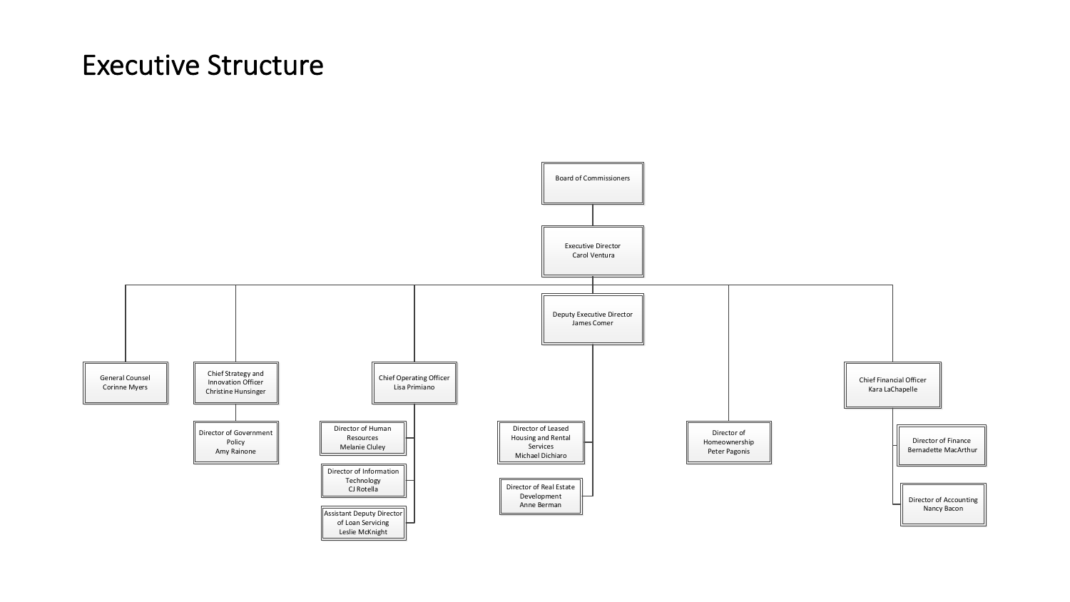# Executive Structure

- Board of Commissioners
  - Executive Director – Carol Ventura
    - General Counsel – Corinne Myers
    - Chief Strategy and Innovation Officer – Christine Hunsinger
      - Director of Government Policy – Amy Rainone
    - Chief Operating Officer – Lisa Primiano
      - Director of Human Resources – Melanie Cluley
      - Director of Information Technology – CJ Rotella
      - Assistant Deputy Director of Loan Servicing – Leslie McKnight
    - Deputy Executive Director – James Comer
      - Director of Leased Housing and Rental Services – Michael Dichiaro
      - Director of Real Estate Development – Anne Berman
    - Director of Homeownership – Peter Pagonis
    - Chief Financial Officer – Kara LaChapelle
      - Director of Finance – Bernadette MacArthur
      - Director of Accounting – Nancy Bacon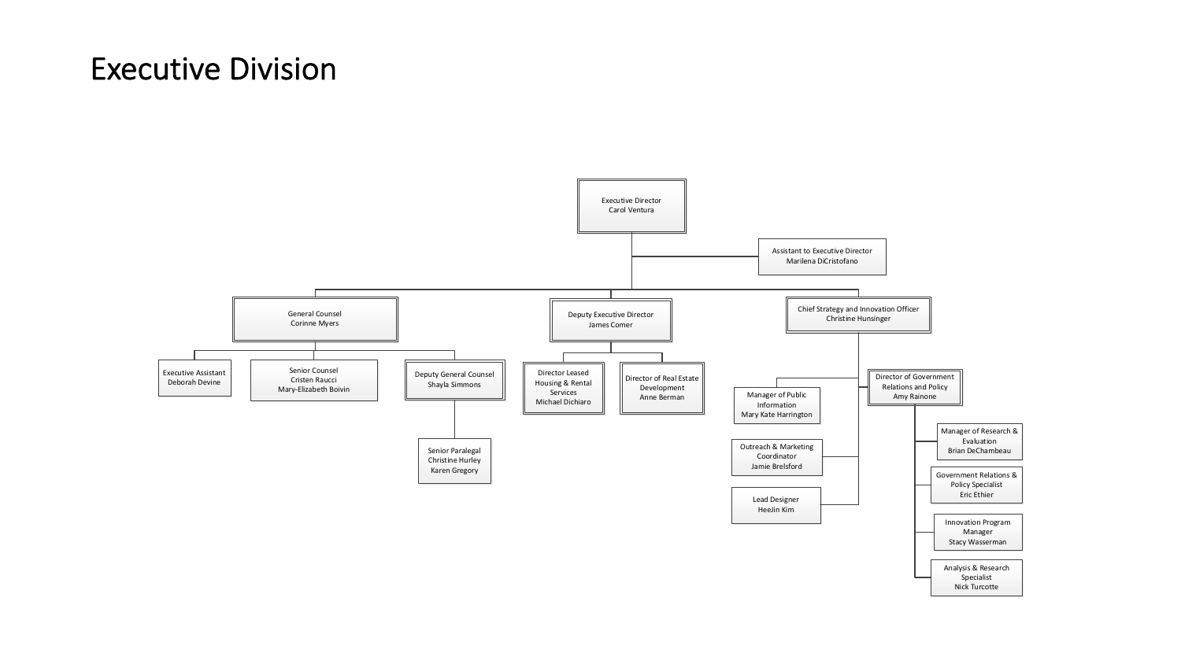# Executive Division

- **Executive Director** – Carol Ventura
  - Assistant to Executive Director – Marilena DiCristofano
  - **General Counsel** – Corinne Myers
    - Executive Assistant – Deborah Devine
    - Senior Counsel – Cristen Raucci, Mary-Elizabeth Boivin
    - Deputy General Counsel – Shayla Simmons
      - Senior Paralegal – Christine Hurley, Karen Gregory
  - **Deputy Executive Director** – James Comer
    - Director Leased Housing & Rental Services – Michael Dichiaro
    - Director of Real Estate Development – Anne Berman
  - **Chief Strategy and Innovation Officer** – Christine Hunsinger
    - Manager of Public Information – Mary Kate Harrington
    - Outreach & Marketing Coordinator – Jamie Brelsford
    - Lead Designer – HeeJin Kim
    - Director of Government Relations and Policy – Amy Rainone
      - Manager of Research & Evaluation – Brian DeChambeau
      - Government Relations & Policy Specialist – Eric Ethier
      - Innovation Program Manager – Stacy Wasserman
      - Analysis & Research Specialist – Nick Turcotte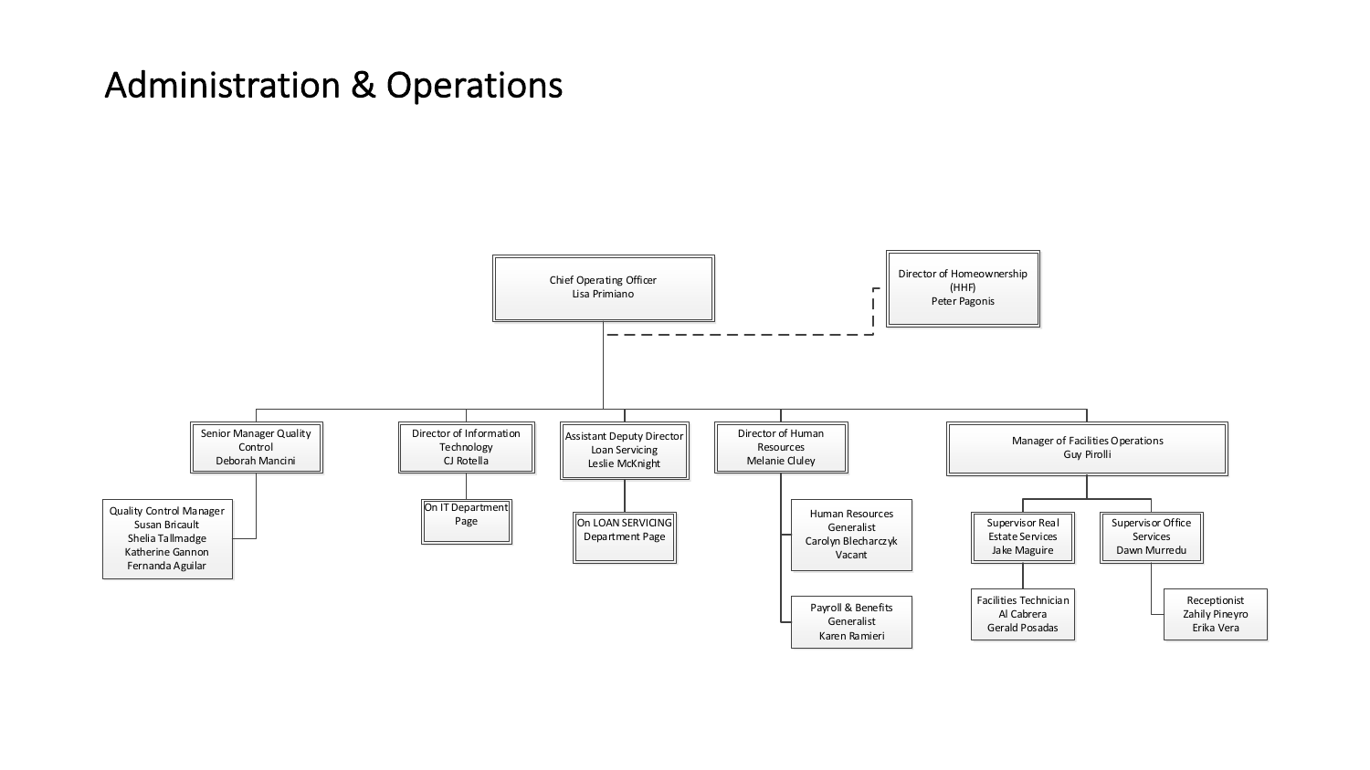# Administration & Operations

- **Chief Operating Officer** — Lisa Primiano
  - *(dotted line)* **Director of Homeownership (HHF)** — Peter Pagonis
  - **Senior Manager Quality Control** — Deborah Mancini
    - **Quality Control Manager** — Susan Bricault, Shelia Tallmadge, Katherine Gannon, Fernanda Aguilar
  - **Director of Information Technology** — CJ Rotella
    - On IT Department Page
  - **Assistant Deputy Director Loan Servicing** — Leslie McKnight
    - On LOAN SERVICING Department Page
  - **Director of Human Resources** — Melanie Cluley
    - **Human Resources Generalist** — Carolyn Blecharczyk, Vacant
    - **Payroll & Benefits Generalist** — Karen Ramieri
  - **Manager of Facilities Operations** — Guy Pirolli
    - **Supervisor Real Estate Services** — Jake Maguire
      - **Facilities Technician** — Al Cabrera, Gerald Posadas
    - **Supervisor Office Services** — Dawn Murredu
      - **Receptionist** — Zahily Pineyro, Erika Vera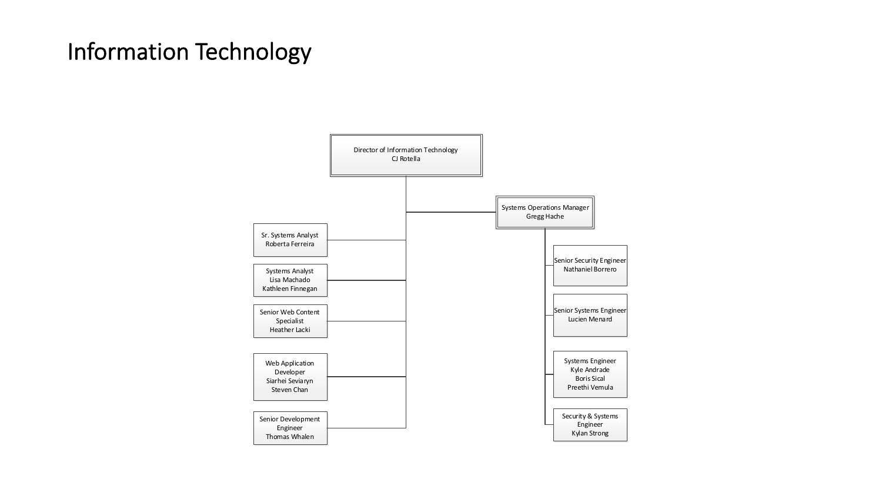# Information Technology

- **Director of Information Technology** — CJ Rotella
  - **Sr. Systems Analyst** — Roberta Ferreira
  - **Systems Analyst** — Lisa Machado, Kathleen Finnegan
  - **Senior Web Content Specialist** — Heather Lacki
  - **Web Application Developer** — Siarhei Seviaryn, Steven Chan
  - **Senior Development Engineer** — Thomas Whalen
  - **Systems Operations Manager** — Gregg Hache
    - **Senior Security Engineer** — Nathaniel Borrero
    - **Senior Systems Engineer** — Lucien Menard
    - **Systems Engineer** — Kyle Andrade, Boris Sical, Preethi Vemula
    - **Security & Systems Engineer** — Kylan Strong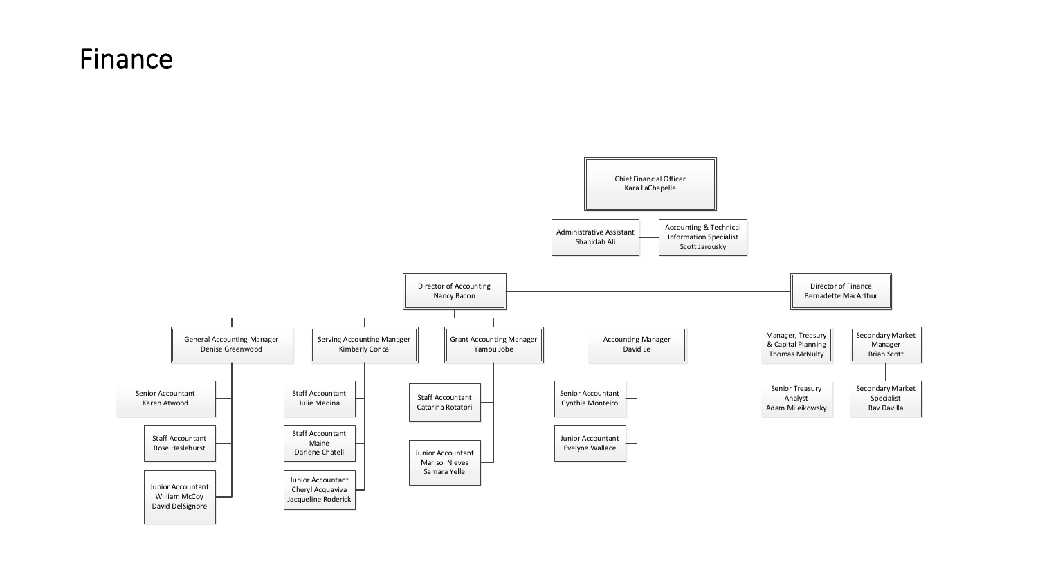# Finance

- Chief Financial Officer
  Kara LaChapelle
  - Administrative Assistant
    Shahidah Ali
  - Accounting & Technical Information Specialist
    Scott Jarousky
  - Director of Accounting
    Nancy Bacon
    - General Accounting Manager
      Denise Greenwood
      - Senior Accountant
        Karen Atwood
      - Staff Accountant
        Rose Haslehurst
      - Junior Accountant
        William McCoy
        David DelSignore
    - Serving Accounting Manager
      Kimberly Conca
      - Staff Accountant
        Julie Medina
      - Staff Accountant
        Maine
        Darlene Chatell
      - Junior Accountant
        Cheryl Acquaviva
        Jacqueline Roderick
    - Grant Accounting Manager
      Yamou Jobe
      - Staff Accountant
        Catarina Rotatori
      - Junior Accountant
        Marisol Nieves
        Samara Yelle
    - Accounting Manager
      David Le
      - Senior Accountant
        Cynthia Monteiro
      - Junior Accountant
        Evelyne Wallace
  - Director of Finance
    Bernadette MacArthur
    - Manager, Treasury & Capital Planning
      Thomas McNulty
      - Senior Treasury Analyst
        Adam Mileikowsky
    - Secondary Market Manager
      Brian Scott
      - Secondary Market Specialist
        Rav Davilla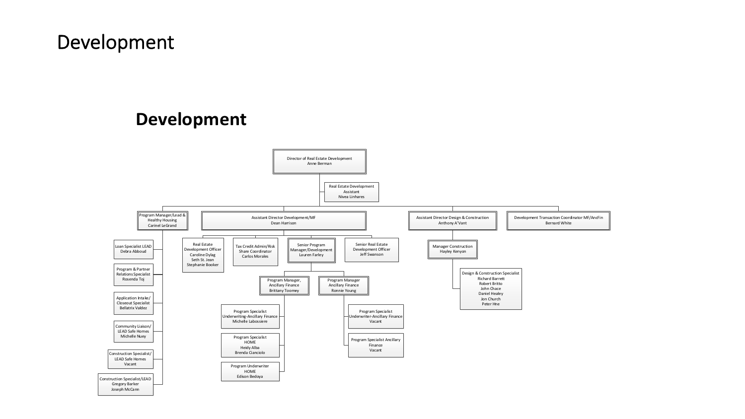# Development

## Development

- **Director of Real Estate Development** – Anne Berman
  - Real Estate Development Assistant – Nivea Linhares
  - **Program Manager/Lead & Healthy Housing** – Carinel LeGrand
    - Loan Specialist LEAD – Debra Abboud
    - Program & Partner Relations Specialist – Rosenda Toj
    - Application Intake/ Closeout Specialist – Bellatrix Valdez
    - Community Liaison/ LEAD Safe Homes – Michelle Nuey
    - Construction Specialist/ LEAD Safe Homes – Vacant
    - Construction Specialist/LEAD – Gregory Barker, Joseph McCann
  - **Assistant Director Development/MF** – Dean Harrison
    - Real Estate Development Officer – Caroline Dylag, Seth St. Jean, Stephanie Booker
    - Tax Credit Admin/Risk Share Coordinator – Carlos Morales
    - Senior Program Manager/Development – Lauren Farley
      - Program Manager, Ancillary Finance – Brittany Toomey
        - Program Specialist Underwriting-Ancillary Finance – Michelle Labossiere
        - Program Specialist HOME – Heidy Alba, Brenda Cianciolo
        - Program Underwriter HOME – Edison Bedoya
      - Program Manager Ancillary Finance – Ronnie Young
        - Program Specialist Underwriter-Ancillary Finance – Vacant
        - Program Specialist Ancillary Finance – Vacant
    - Senior Real Estate Development Officer – Jeff Swanson
  - **Assistant Director Design & Construction** – Anthony A'Vant
    - Manager Construction – Hayley Kenyon
      - Design & Construction Specialist – Richard Barrett, Robert Britto, John Chace, Daniel Healey, Jon Church, Peter Hne
  - **Development Transaction Coordinator MF/AncFin** – Bernard White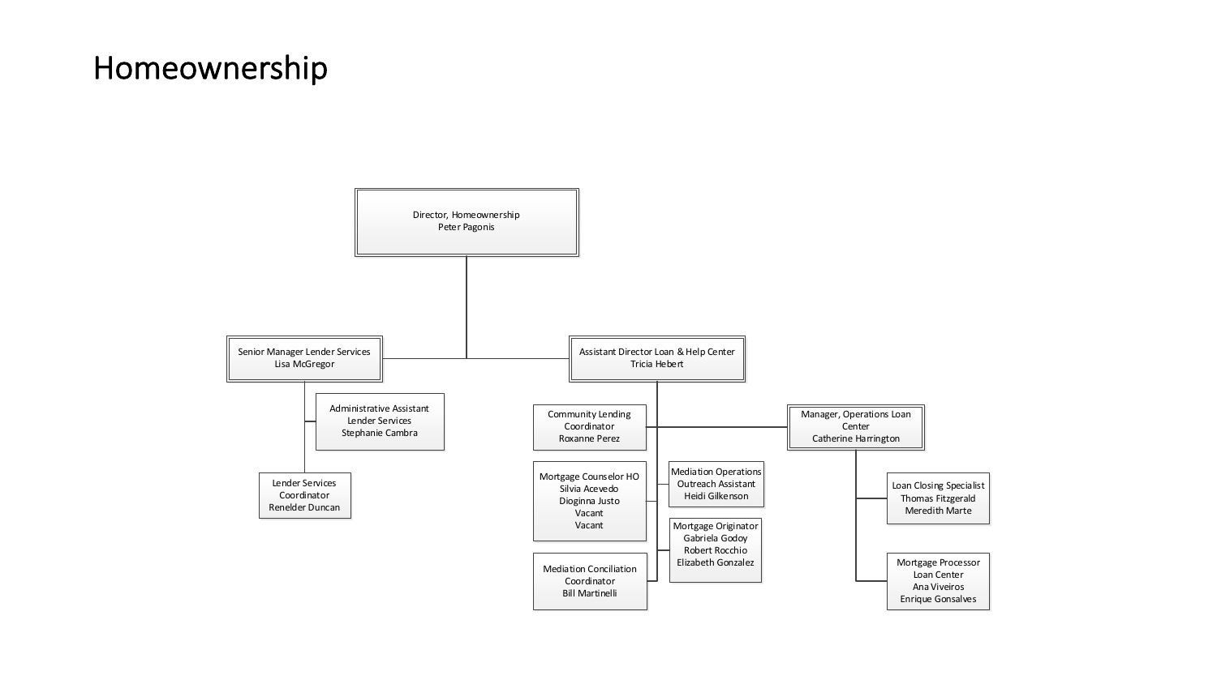# Homeownership

- **Director, Homeownership** — Peter Pagonis
  - **Senior Manager Lender Services** — Lisa McGregor
    - Administrative Assistant Lender Services — Stephanie Cambra
    - Lender Services Coordinator — Renelder Duncan
  - **Assistant Director Loan & Help Center** — Tricia Hebert
    - Community Lending Coordinator — Roxanne Perez
    - Mortgage Counselor HO — Silvia Acevedo, Dioginna Justo, Vacant, Vacant
    - Mediation Conciliation Coordinator — Bill Martinelli
    - Mediation Operations Outreach Assistant — Heidi Gilkenson
    - Mortgage Originator — Gabriela Godoy, Robert Rocchio, Elizabeth Gonzalez
    - **Manager, Operations Loan Center** — Catherine Harrington
      - Loan Closing Specialist — Thomas Fitzgerald, Meredith Marte
      - Mortgage Processor Loan Center — Ana Viveiros, Enrique Gonsalves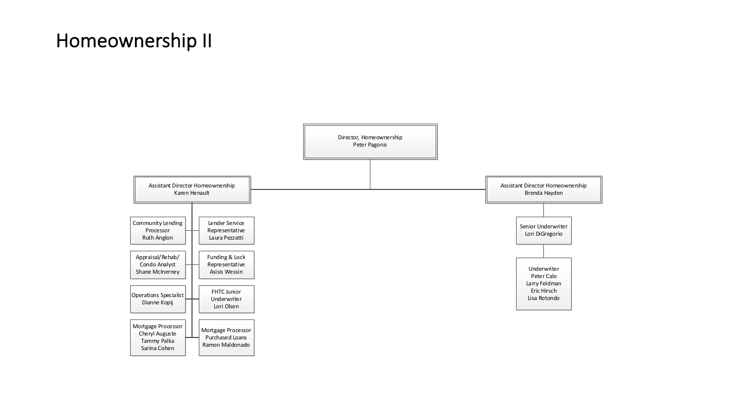# Homeownership II

- **Director, Homeownership** — Peter Pagonis
  - **Assistant Director Homeownership** — Karen Henault
    - Community Lending Processor — Ruth Anglon
    - Lender Service Representative — Laura Pezzatti
    - Appraisal/Rehab/ Condo Analyst — Shane McInerney
    - Funding & Lock Representative — Asisis Wessin
    - Operations Specialist — Dianne Kopij
    - FHTC Junior Underwriter — Lori Olsen
    - Mortgage Processor — Cheryl Auguste, Tammy Palka, Sarina Cohen
    - Mortgage Processor Purchased Loans — Ramon Maldonado
  - **Assistant Director Homeownership** — Brenda Hayden
    - Senior Underwriter — Lori DiGregorio
      - Underwriter — Peter Calo, Larry Feldman, Eric Hirsch, Lisa Rotondo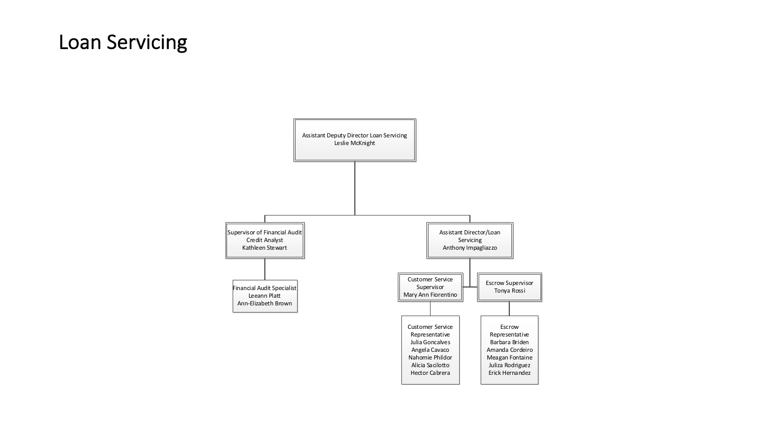# Loan Servicing

- Assistant Deputy Director Loan Servicing
  Leslie McKnight
  - Supervisor of Financial Audit Credit Analyst
    Kathleen Stewart
    - Financial Audit Specialist
      Leeann Platt
      Ann-Elizabeth Brown
  - Assistant Director/Loan Servicing
    Anthony Impagliazzo
    - Customer Service Supervisor
      Mary Ann Fiorentino
      - Customer Service Representative
        Julia Goncalves
        Angela Cavaco
        Nahomie Phildor
        Alicia Sacilotto
        Hector Cabrera
    - Escrow Supervisor
      Tonya Rossi
      - Escrow Representative
        Barbara Briden
        Amanda Cordeiro
        Meagan Fontaine
        Juliza Rodriguez
        Erick Hernandez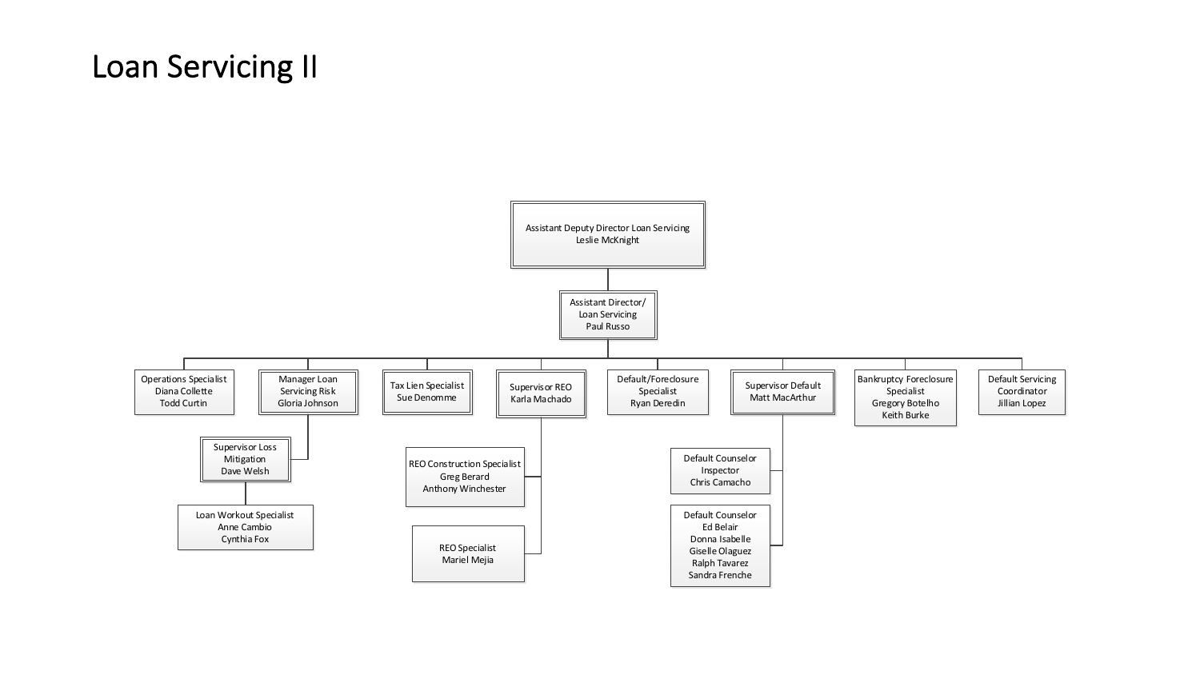# Loan Servicing II

- Assistant Deputy Director Loan Servicing – Leslie McKnight
  - Assistant Director/ Loan Servicing – Paul Russo
    - Operations Specialist – Diana Collette, Todd Curtin
    - Manager Loan Servicing Risk – Gloria Johnson
      - Supervisor Loss Mitigation – Dave Welsh
        - Loan Workout Specialist – Anne Cambio, Cynthia Fox
    - Tax Lien Specialist – Sue Denomme
    - Supervisor REO – Karla Machado
      - REO Construction Specialist – Greg Berard, Anthony Winchester
      - REO Specialist – Mariel Mejia
    - Default/Foreclosure Specialist – Ryan Deredin
    - Supervisor Default – Matt MacArthur
      - Default Counselor Inspector – Chris Camacho
      - Default Counselor – Ed Belair, Donna Isabelle, Giselle Olaguez, Ralph Tavarez, Sandra Frenche
    - Bankruptcy Foreclosure Specialist – Gregory Botelho, Keith Burke
    - Default Servicing Coordinator – Jillian Lopez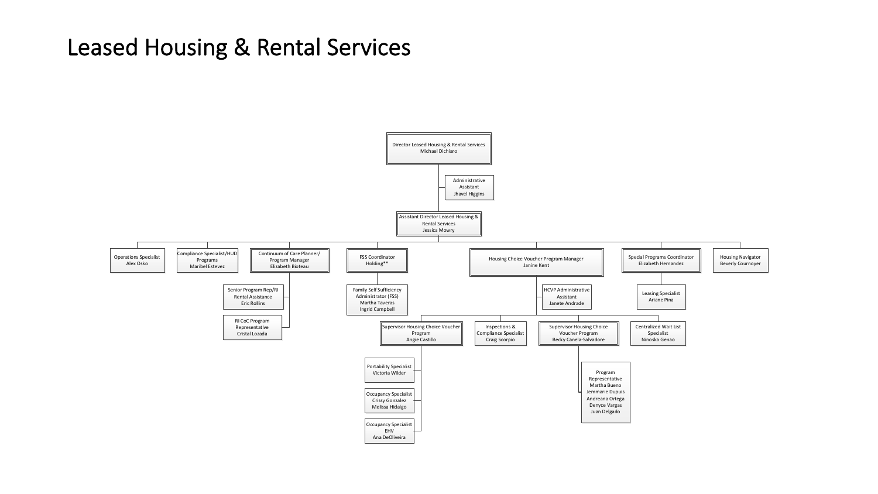# Leased Housing & Rental Services

- **Director Leased Housing & Rental Services** – Michael Dichiaro
  - Administrative Assistant – Jhavel Higgins
  - **Assistant Director Leased Housing & Rental Services** – Jessica Mowry
    - Operations Specialist – Alex Osko
    - Compliance Specialist/HUD Programs – Maribel Estevez
    - **Continuum of Care Planner/ Program Manager** – Elizabeth Bioteau
      - Senior Program Rep/RI Rental Assistance – Eric Rollins
      - RI CoC Program Representative – Cristal Lozada
    - **FSS Coordinator** – Holding**
      - Family Self Sufficiency Administrator (FSS) – Martha Taveras, Ingrid Campbell
    - **Housing Choice Voucher Program Manager** – Janine Kent
      - HCVP Administrative Assistant – Janete Andrade
      - **Supervisor Housing Choice Voucher Program** – Angie Castillo
        - Portability Specialist – Victoria Wilder
        - Occupancy Specialist – Crissy Gonzalez, Melissa Hidalgo
        - Occupancy Specialist EHV – Ana DeOliveira
      - Inspections & Compliance Specialist – Craig Scorpio
      - **Supervisor Housing Choice Voucher Program** – Becky Canela-Salvadore
        - Program Representative – Martha Bueno, Jemmarie Dupuis, Andreana Ortega, Denyce Vargas, Juan Delgado
      - Centralized Wait List Specialist – Ninoska Genao
    - **Special Programs Coordinator** – Elizabeth Hernandez
      - Leasing Specialist – Ariane Pina
    - Housing Navigator – Beverly Cournoyer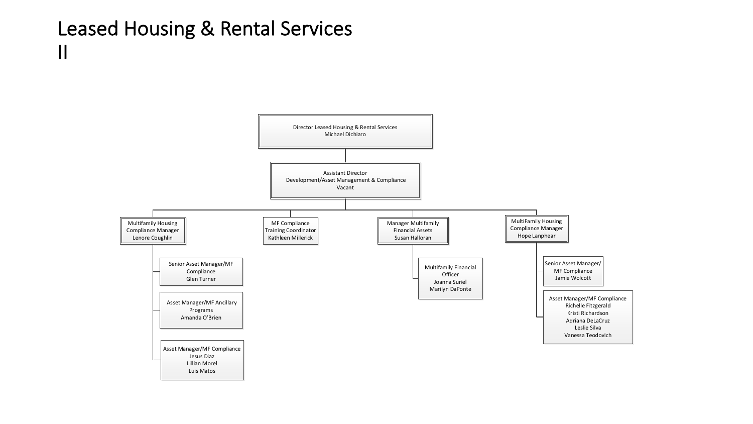# Leased Housing & Rental Services II

- **Director Leased Housing & Rental Services**
  Michael Dichiaro
  - **Assistant Director**
    Development/Asset Management & Compliance
    Vacant
    - **Multifamily Housing Compliance Manager**
      Lenore Coughlin
      - Senior Asset Manager/MF Compliance
        Glen Turner
      - Asset Manager/MF Ancillary Programs
        Amanda O'Brien
      - Asset Manager/MF Compliance
        Jesus Diaz
        Lillian Morel
        Luis Matos
    - **MF Compliance Training Coordinator**
      Kathleen Millerick
    - **Manager Multifamily Financial Assets**
      Susan Halloran
      - Multifamily Financial Officer
        Joanna Suriel
        Marilyn DaPonte
    - **MultiFamily Housing Compliance Manager**
      Hope Lanphear
      - Senior Asset Manager/ MF Compliance
        Jamie Wolcott
      - Asset Manager/MF Compliance
        Richelle Fitzgerald
        Kristi Richardson
        Adriana DeLaCruz
        Leslie Silva
        Vanessa Teodovich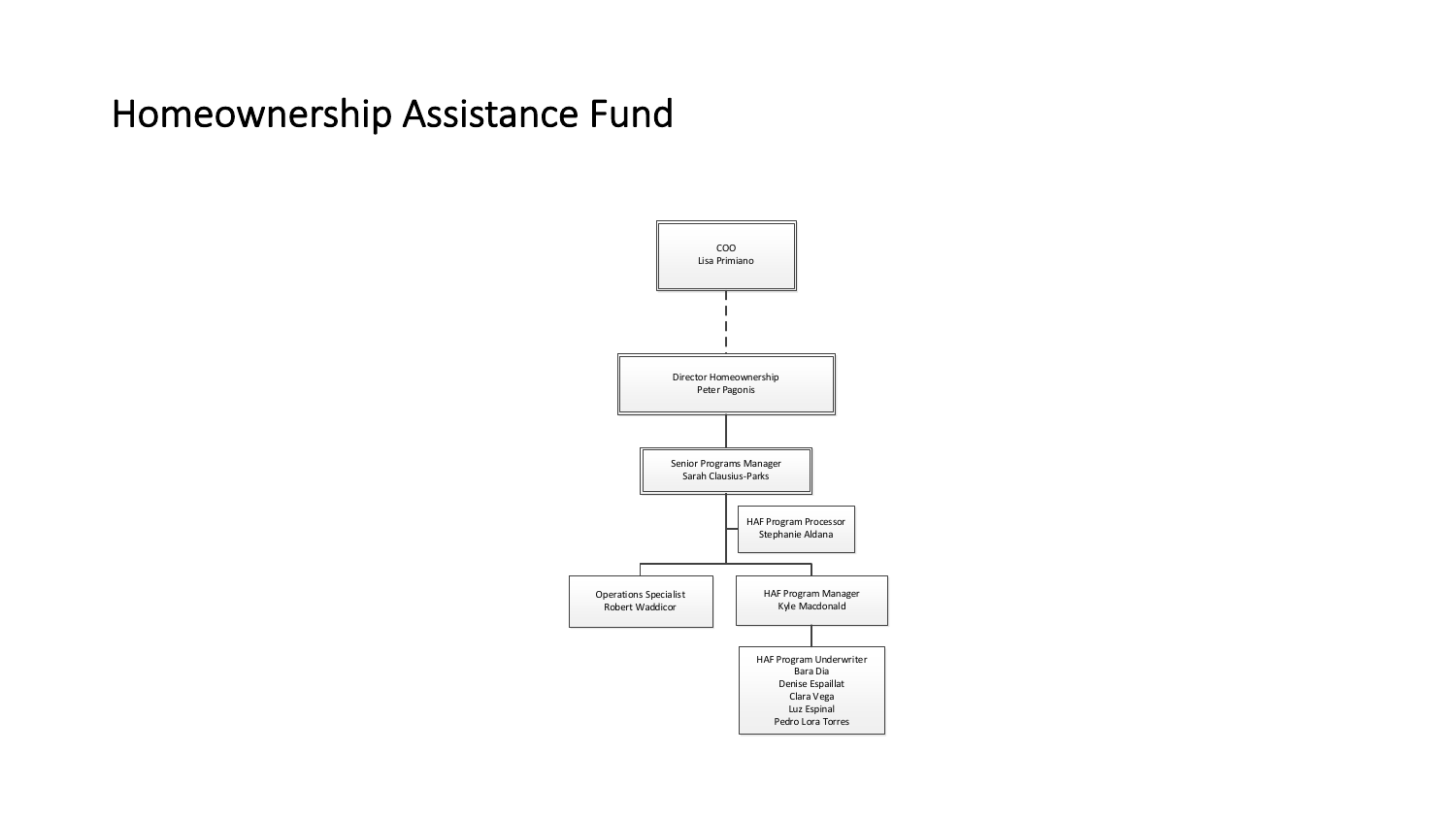# Homeownership Assistance Fund

- **COO** – Lisa Primiano
  - **Director Homeownership** – Peter Pagonis
    - **Senior Programs Manager** – Sarah Clausius-Parks
      - **HAF Program Processor** – Stephanie Aldana
      - **Operations Specialist** – Robert Waddicor
      - **HAF Program Manager** – Kyle Macdonald
        - **HAF Program Underwriter**
          - Bara Dia
          - Denise Espaillat
          - Clara Vega
          - Luz Espinal
          - Pedro Lora Torres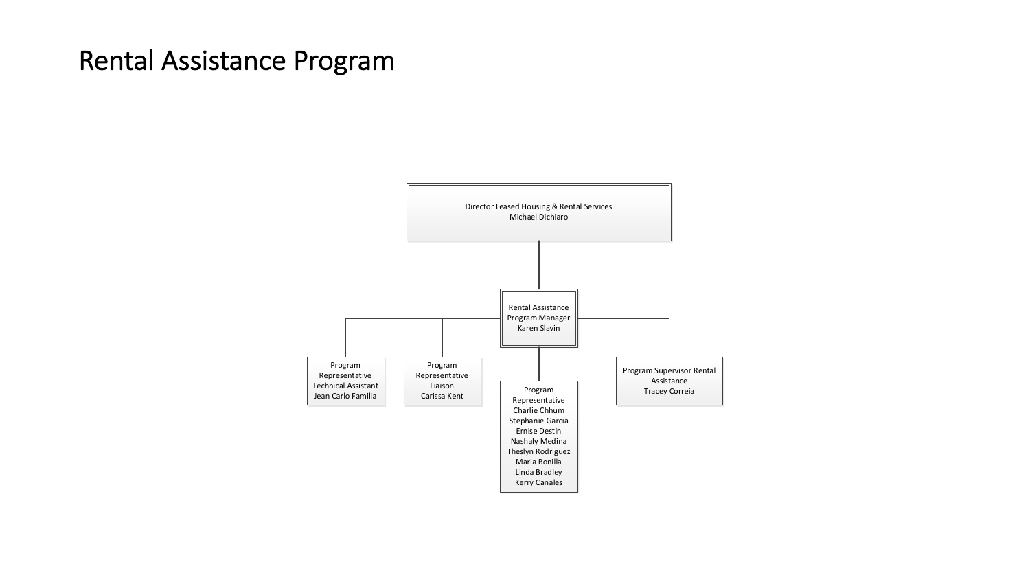# Rental Assistance Program

Director Leased Housing & Rental Services
Michael Dichiaro

Rental Assistance
Program Manager
Karen Slavin

Program
Representative
Technical Assistant
Jean Carlo Familia

Program
Representative
Liaison
Carissa Kent

Program
Representative
Charlie Chhum
Stephanie Garcia
Ernise Destin
Nashaly Medina
Theslyn Rodriguez
Maria Bonilla
Linda Bradley
Kerry Canales

Program Supervisor Rental
Assistance
Tracey Correia